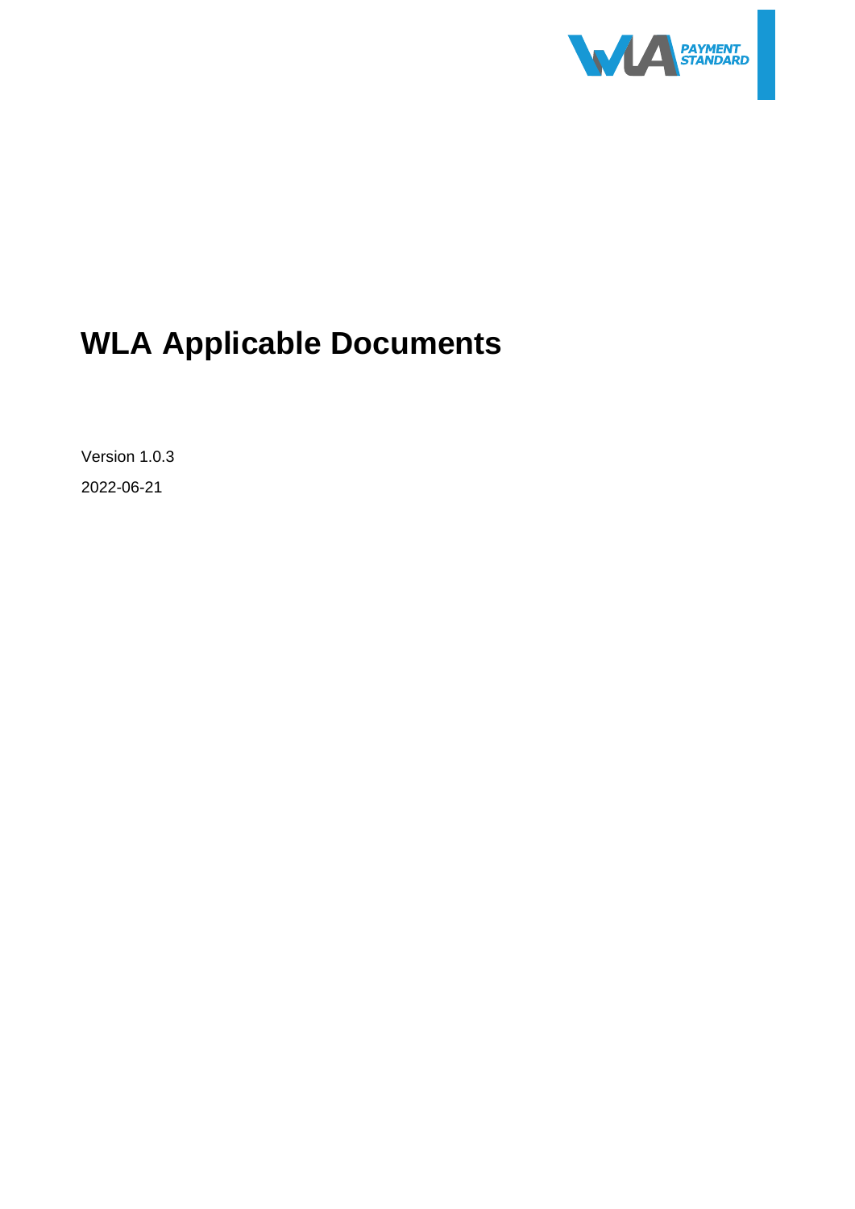# WLA Applicable Documents

Version 1.0.3

2022-06-21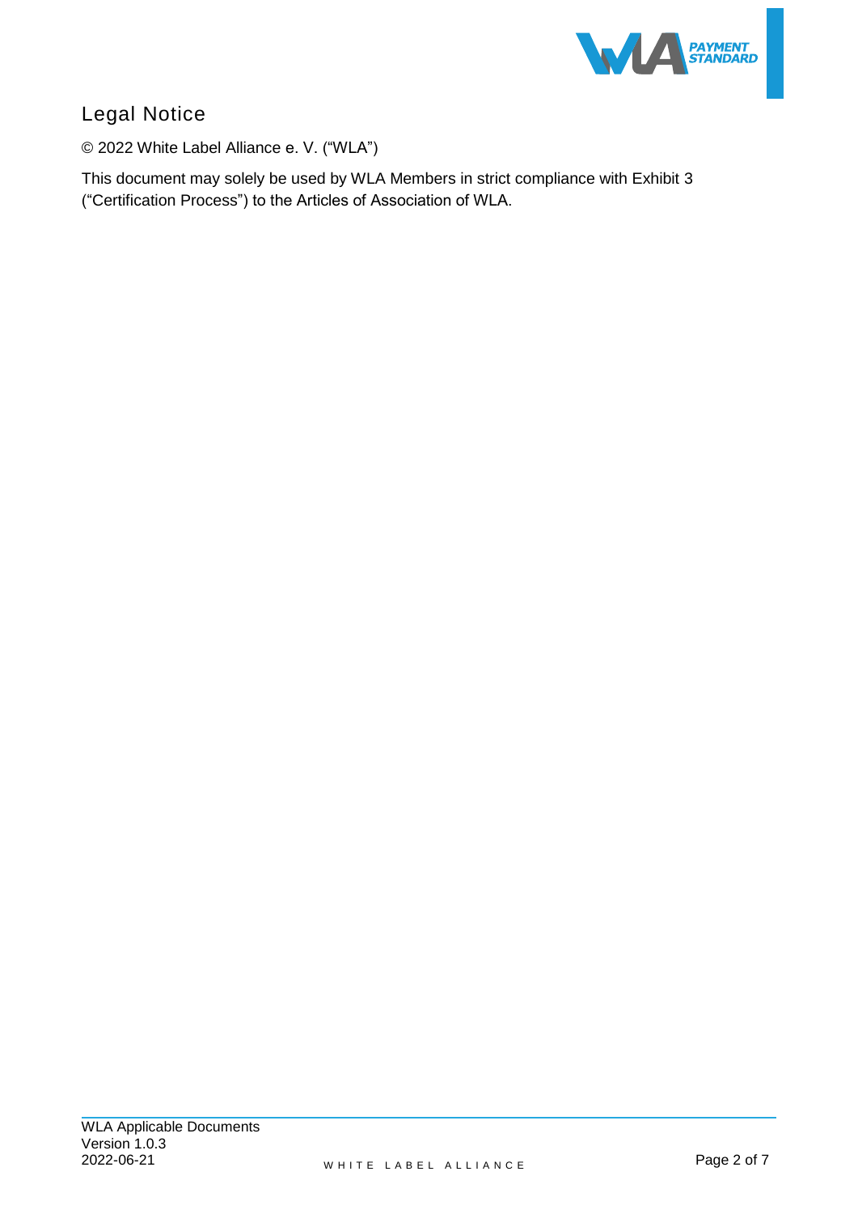## Legal Notice

© 2022 White Label Alliance e. V. ("WLA")

This document may solely be used by WLA Members in strict compliance with Exhibit 3 ("Certification Process") to the Articles of Association of WLA.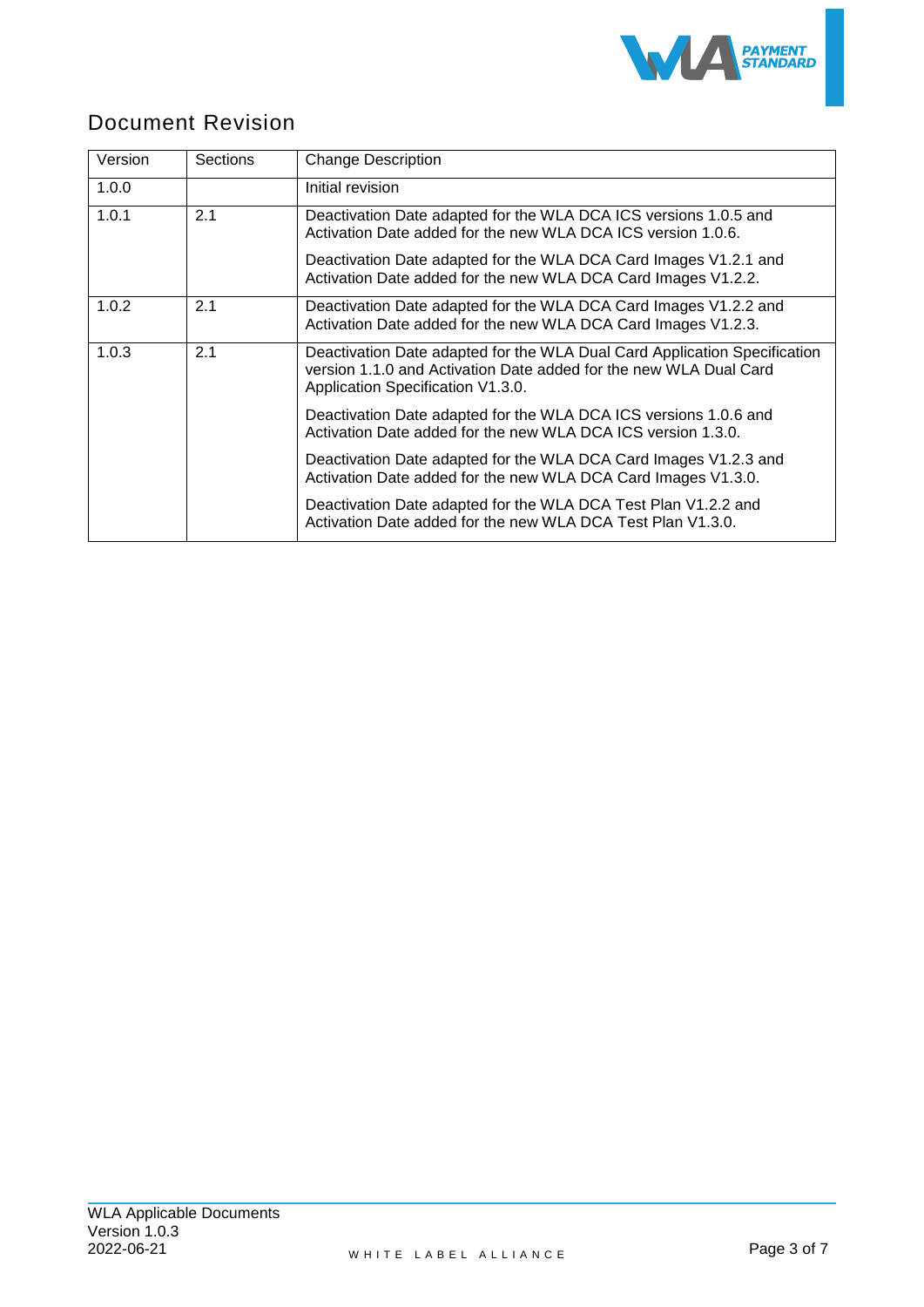# Document Revision

| Version | Sections | Change Description |
|---|---|---|
| 1.0.0 | | Initial revision |
| 1.0.1 | 2.1 | Deactivation Date adapted for the WLA DCA ICS versions 1.0.5 and Activation Date added for the new WLA DCA ICS version 1.0.6.<br><br>Deactivation Date adapted for the WLA DCA Card Images V1.2.1 and Activation Date added for the new WLA DCA Card Images V1.2.2. |
| 1.0.2 | 2.1 | Deactivation Date adapted for the WLA DCA Card Images V1.2.2 and Activation Date added for the new WLA DCA Card Images V1.2.3. |
| 1.0.3 | 2.1 | Deactivation Date adapted for the WLA Dual Card Application Specification version 1.1.0 and Activation Date added for the new WLA Dual Card Application Specification V1.3.0.<br><br>Deactivation Date adapted for the WLA DCA ICS versions 1.0.6 and Activation Date added for the new WLA DCA ICS version 1.3.0.<br><br>Deactivation Date adapted for the WLA DCA Card Images V1.2.3 and Activation Date added for the new WLA DCA Card Images V1.3.0.<br><br>Deactivation Date adapted for the WLA DCA Test Plan V1.2.2 and Activation Date added for the new WLA DCA Test Plan V1.3.0. |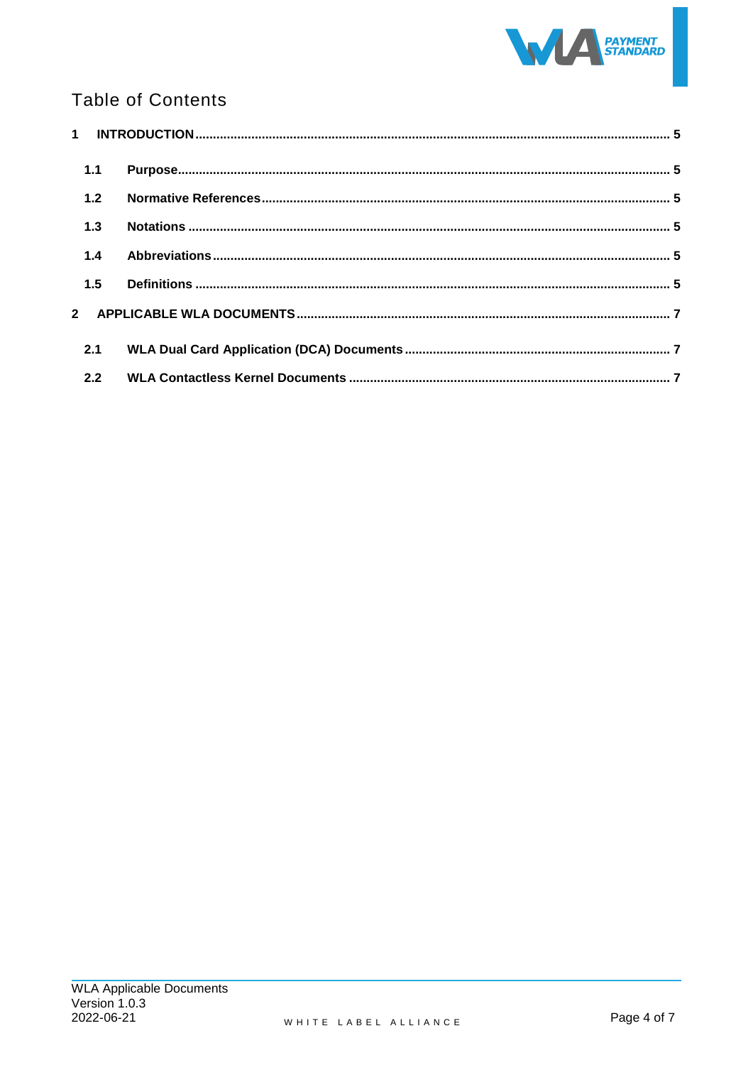# Table of Contents

1 INTRODUCTION ..... 5

- 1.1 Purpose ..... 5
- 1.2 Normative References ..... 5
- 1.3 Notations ..... 5
- 1.4 Abbreviations ..... 5
- 1.5 Definitions ..... 5

2 APPLICABLE WLA DOCUMENTS ..... 7

- 2.1 WLA Dual Card Application (DCA) Documents ..... 7
- 2.2 WLA Contactless Kernel Documents ..... 7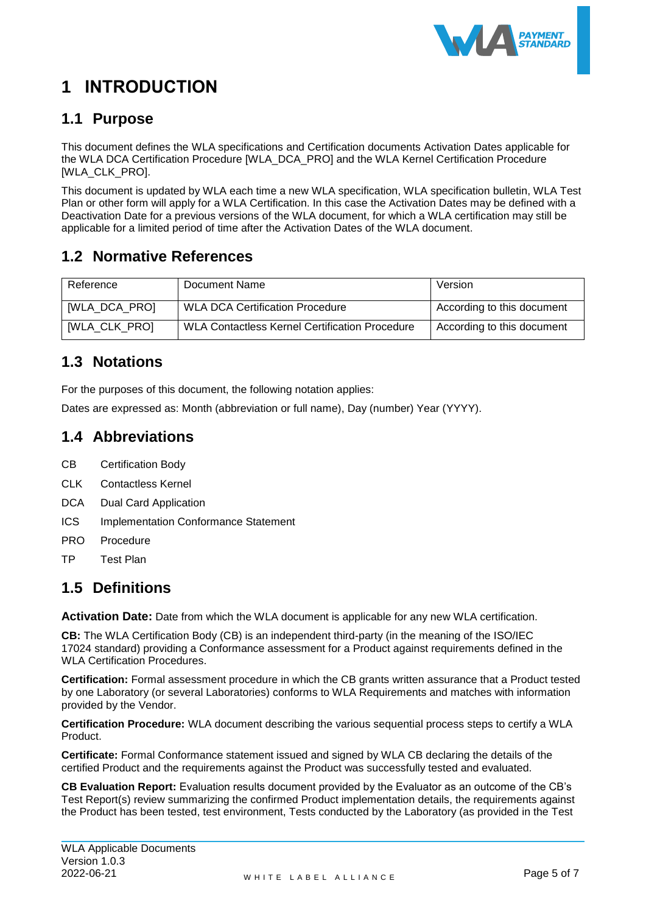# 1 INTRODUCTION

## 1.1 Purpose

This document defines the WLA specifications and Certification documents Activation Dates applicable for the WLA DCA Certification Procedure [WLA_DCA_PRO] and the WLA Kernel Certification Procedure [WLA_CLK_PRO].

This document is updated by WLA each time a new WLA specification, WLA specification bulletin, WLA Test Plan or other form will apply for a WLA Certification. In this case the Activation Dates may be defined with a Deactivation Date for a previous versions of the WLA document, for which a WLA certification may still be applicable for a limited period of time after the Activation Dates of the WLA document.

## 1.2 Normative References

| Reference | Document Name | Version |
|---|---|---|
| [WLA_DCA_PRO] | WLA DCA Certification Procedure | According to this document |
| [WLA_CLK_PRO] | WLA Contactless Kernel Certification Procedure | According to this document |

## 1.3 Notations

For the purposes of this document, the following notation applies:

Dates are expressed as: Month (abbreviation or full name), Day (number) Year (YYYY).

## 1.4 Abbreviations

CB Certification Body

CLK Contactless Kernel

DCA Dual Card Application

ICS Implementation Conformance Statement

PRO Procedure

TP Test Plan

## 1.5 Definitions

**Activation Date:** Date from which the WLA document is applicable for any new WLA certification.

**CB:** The WLA Certification Body (CB) is an independent third-party (in the meaning of the ISO/IEC 17024 standard) providing a Conformance assessment for a Product against requirements defined in the WLA Certification Procedures.

**Certification:** Formal assessment procedure in which the CB grants written assurance that a Product tested by one Laboratory (or several Laboratories) conforms to WLA Requirements and matches with information provided by the Vendor.

**Certification Procedure:** WLA document describing the various sequential process steps to certify a WLA Product.

**Certificate:** Formal Conformance statement issued and signed by WLA CB declaring the details of the certified Product and the requirements against the Product was successfully tested and evaluated.

**CB Evaluation Report:** Evaluation results document provided by the Evaluator as an outcome of the CB's Test Report(s) review summarizing the confirmed Product implementation details, the requirements against the Product has been tested, test environment, Tests conducted by the Laboratory (as provided in the Test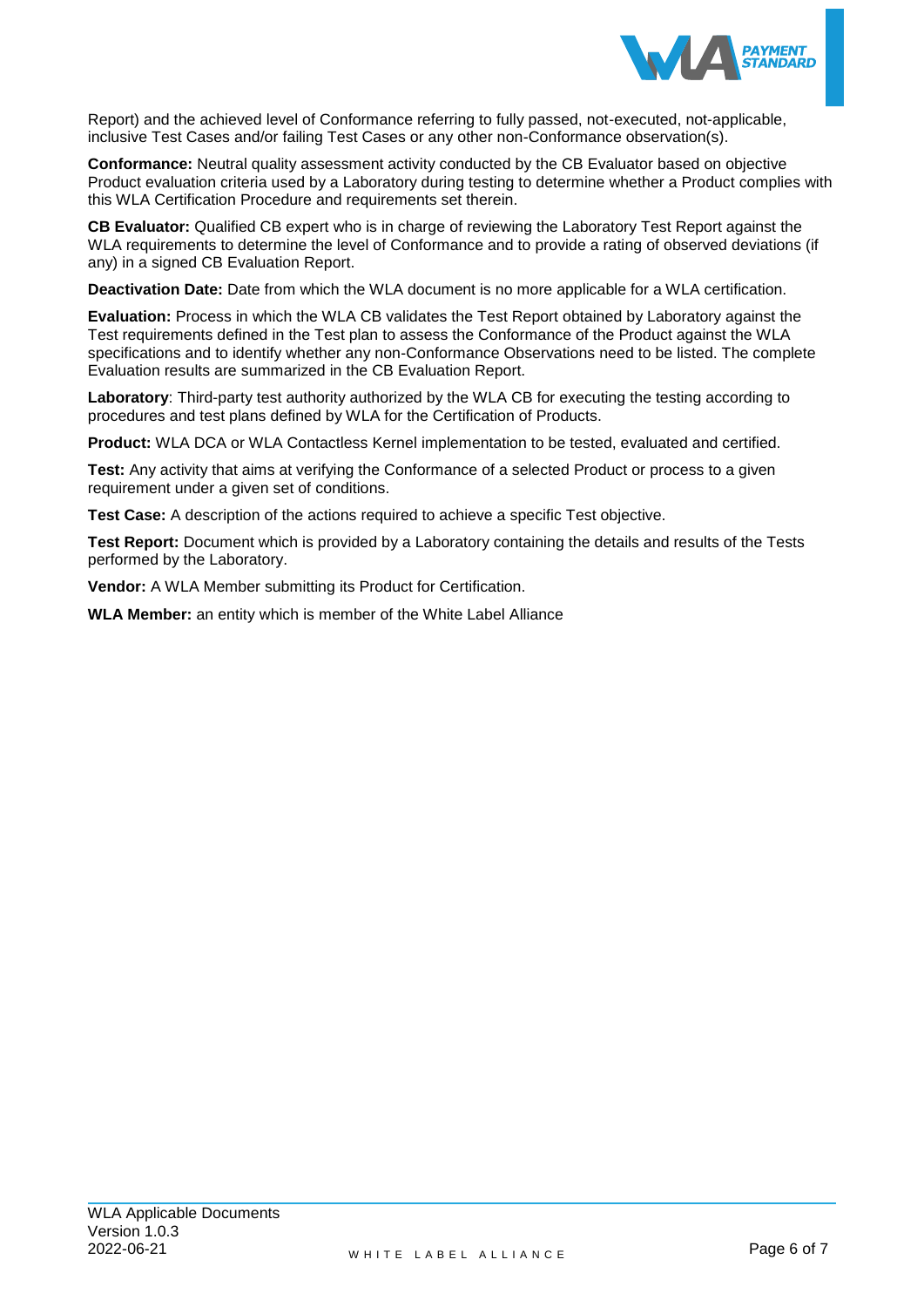Report) and the achieved level of Conformance referring to fully passed, not-executed, not-applicable, inclusive Test Cases and/or failing Test Cases or any other non-Conformance observation(s).

**Conformance:** Neutral quality assessment activity conducted by the CB Evaluator based on objective Product evaluation criteria used by a Laboratory during testing to determine whether a Product complies with this WLA Certification Procedure and requirements set therein.

**CB Evaluator:** Qualified CB expert who is in charge of reviewing the Laboratory Test Report against the WLA requirements to determine the level of Conformance and to provide a rating of observed deviations (if any) in a signed CB Evaluation Report.

**Deactivation Date:** Date from which the WLA document is no more applicable for a WLA certification.

**Evaluation:** Process in which the WLA CB validates the Test Report obtained by Laboratory against the Test requirements defined in the Test plan to assess the Conformance of the Product against the WLA specifications and to identify whether any non-Conformance Observations need to be listed. The complete Evaluation results are summarized in the CB Evaluation Report.

**Laboratory**: Third-party test authority authorized by the WLA CB for executing the testing according to procedures and test plans defined by WLA for the Certification of Products.

**Product:** WLA DCA or WLA Contactless Kernel implementation to be tested, evaluated and certified.

**Test:** Any activity that aims at verifying the Conformance of a selected Product or process to a given requirement under a given set of conditions.

**Test Case:** A description of the actions required to achieve a specific Test objective.

**Test Report:** Document which is provided by a Laboratory containing the details and results of the Tests performed by the Laboratory.

**Vendor:** A WLA Member submitting its Product for Certification.

**WLA Member:** an entity which is member of the White Label Alliance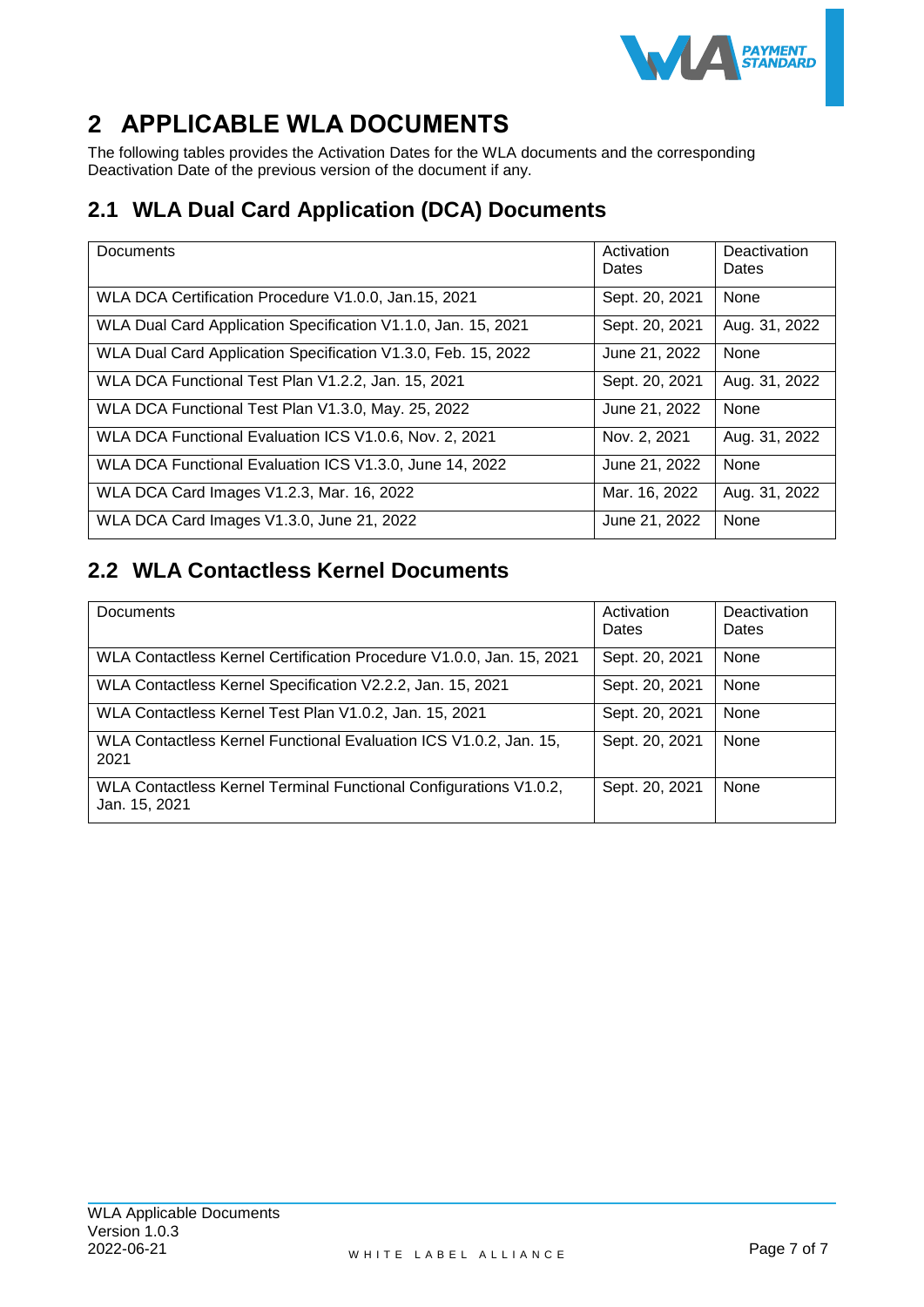# 2 APPLICABLE WLA DOCUMENTS

The following tables provides the Activation Dates for the WLA documents and the corresponding Deactivation Date of the previous version of the document if any.

## 2.1 WLA Dual Card Application (DCA) Documents

| Documents | Activation Dates | Deactivation Dates |
|---|---|---|
| WLA DCA Certification Procedure V1.0.0, Jan.15, 2021 | Sept. 20, 2021 | None |
| WLA Dual Card Application Specification V1.1.0, Jan. 15, 2021 | Sept. 20, 2021 | Aug. 31, 2022 |
| WLA Dual Card Application Specification V1.3.0, Feb. 15, 2022 | June 21, 2022 | None |
| WLA DCA Functional Test Plan V1.2.2, Jan. 15, 2021 | Sept. 20, 2021 | Aug. 31, 2022 |
| WLA DCA Functional Test Plan V1.3.0, May. 25, 2022 | June 21, 2022 | None |
| WLA DCA Functional Evaluation ICS V1.0.6, Nov. 2, 2021 | Nov. 2, 2021 | Aug. 31, 2022 |
| WLA DCA Functional Evaluation ICS V1.3.0, June 14, 2022 | June 21, 2022 | None |
| WLA DCA Card Images V1.2.3, Mar. 16, 2022 | Mar. 16, 2022 | Aug. 31, 2022 |
| WLA DCA Card Images V1.3.0, June 21, 2022 | June 21, 2022 | None |

## 2.2 WLA Contactless Kernel Documents

| Documents | Activation Dates | Deactivation Dates |
|---|---|---|
| WLA Contactless Kernel Certification Procedure V1.0.0, Jan. 15, 2021 | Sept. 20, 2021 | None |
| WLA Contactless Kernel Specification V2.2.2, Jan. 15, 2021 | Sept. 20, 2021 | None |
| WLA Contactless Kernel Test Plan V1.0.2, Jan. 15, 2021 | Sept. 20, 2021 | None |
| WLA Contactless Kernel Functional Evaluation ICS V1.0.2, Jan. 15, 2021 | Sept. 20, 2021 | None |
| WLA Contactless Kernel Terminal Functional Configurations V1.0.2, Jan. 15, 2021 | Sept. 20, 2021 | None |